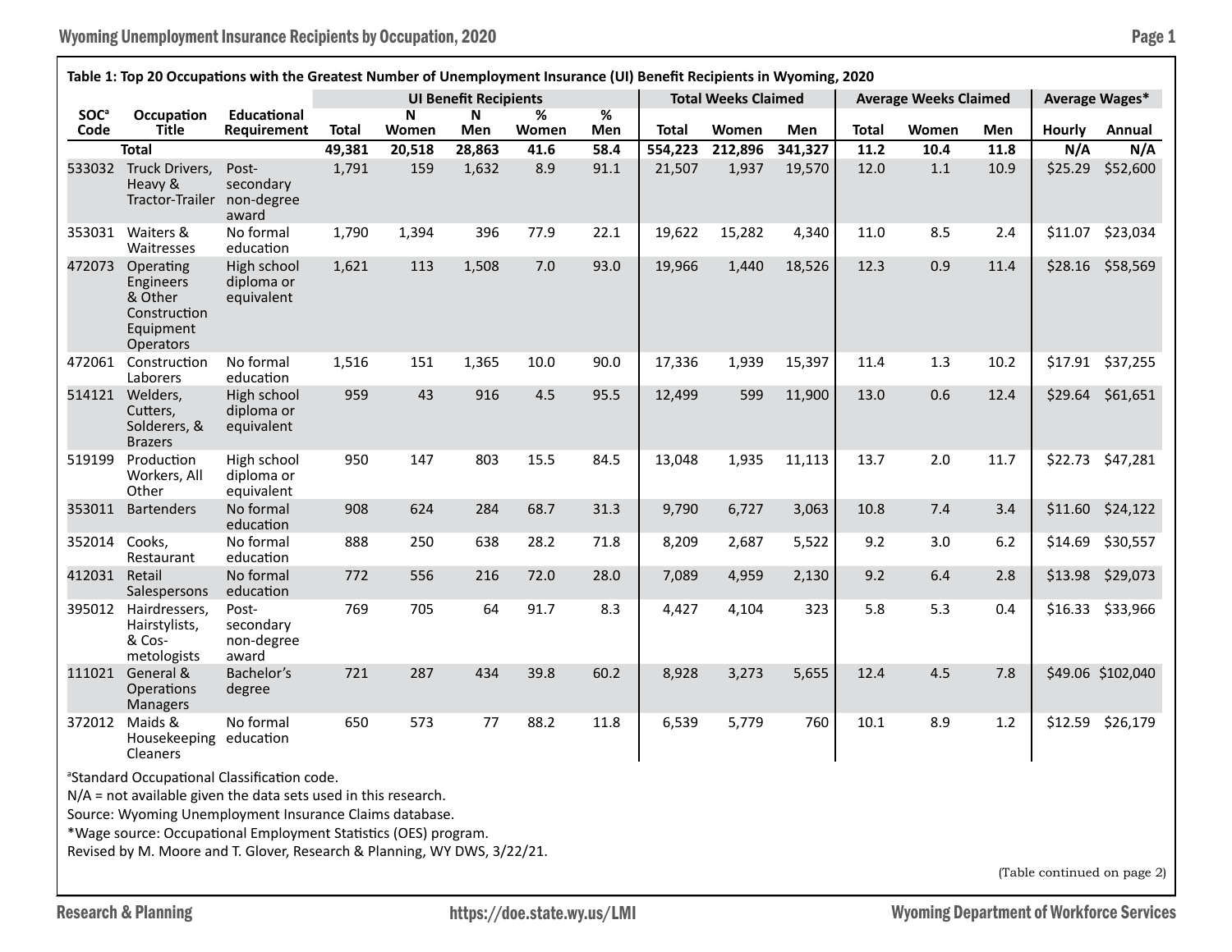**Table 1: Top 20 Occupations with the Greatest Number of Unemployment Insurance (UI) Benefit Recipients in Wyoming, 2020**

| SOC[a] Code | Occupation Title | Educational Requirement | UI Benefit Recipients | | | | | Total Weeks Claimed | | | Average Weeks Claimed | | | Average Wages* | |
|---|---|---|---|---|---|---|---|---|---|---|---|---|---|---|---|
| | | | Total | N Women | N Men | % Women | % Men | Total | Women | Men | Total | Women | Men | Hourly | Annual |
| **Total** | | | **49,381** | **20,518** | **28,863** | **41.6** | **58.4** | **554,223** | **212,896** | **341,327** | **11.2** | **10.4** | **11.8** | **N/A** | **N/A** |
| 533032 | Truck Drivers, Heavy & Tractor-Trailer | Post-secondary non-degree award | 1,791 | 159 | 1,632 | 8.9 | 91.1 | 21,507 | 1,937 | 19,570 | 12.0 | 1.1 | 10.9 | $25.29 | $52,600 |
| 353031 | Waiters & Waitresses | No formal education | 1,790 | 1,394 | 396 | 77.9 | 22.1 | 19,622 | 15,282 | 4,340 | 11.0 | 8.5 | 2.4 | $11.07 | $23,034 |
| 472073 | Operating Engineers & Other Construction Equipment Operators | High school diploma or equivalent | 1,621 | 113 | 1,508 | 7.0 | 93.0 | 19,966 | 1,440 | 18,526 | 12.3 | 0.9 | 11.4 | $28.16 | $58,569 |
| 472061 | Construction Laborers | No formal education | 1,516 | 151 | 1,365 | 10.0 | 90.0 | 17,336 | 1,939 | 15,397 | 11.4 | 1.3 | 10.2 | $17.91 | $37,255 |
| 514121 | Welders, Cutters, Solderers, & Brazers | High school diploma or equivalent | 959 | 43 | 916 | 4.5 | 95.5 | 12,499 | 599 | 11,900 | 13.0 | 0.6 | 12.4 | $29.64 | $61,651 |
| 519199 | Production Workers, All Other | High school diploma or equivalent | 950 | 147 | 803 | 15.5 | 84.5 | 13,048 | 1,935 | 11,113 | 13.7 | 2.0 | 11.7 | $22.73 | $47,281 |
| 353011 | Bartenders | No formal education | 908 | 624 | 284 | 68.7 | 31.3 | 9,790 | 6,727 | 3,063 | 10.8 | 7.4 | 3.4 | $11.60 | $24,122 |
| 352014 | Cooks, Restaurant | No formal education | 888 | 250 | 638 | 28.2 | 71.8 | 8,209 | 2,687 | 5,522 | 9.2 | 3.0 | 6.2 | $14.69 | $30,557 |
| 412031 | Retail Salespersons | No formal education | 772 | 556 | 216 | 72.0 | 28.0 | 7,089 | 4,959 | 2,130 | 9.2 | 6.4 | 2.8 | $13.98 | $29,073 |
| 395012 | Hairdressers, Hairstylists, & Cos-metologists | Post-secondary non-degree award | 769 | 705 | 64 | 91.7 | 8.3 | 4,427 | 4,104 | 323 | 5.8 | 5.3 | 0.4 | $16.33 | $33,966 |
| 111021 | General & Operations Managers | Bachelor's degree | 721 | 287 | 434 | 39.8 | 60.2 | 8,928 | 3,273 | 5,655 | 12.4 | 4.5 | 7.8 | $49.06 | $102,040 |
| 372012 | Maids & Housekeeping Cleaners | No formal education | 650 | 573 | 77 | 88.2 | 11.8 | 6,539 | 5,779 | 760 | 10.1 | 8.9 | 1.2 | $12.59 | $26,179 |

[a]Standard Occupational Classification code.

N/A = not available given the data sets used in this research.

Source: Wyoming Unemployment Insurance Claims database.

*Wage source: Occupational Employment Statistics (OES) program.

Revised by M. Moore and T. Glover, Research & Planning, WY DWS, 3/22/21.

(Table continued on page 2)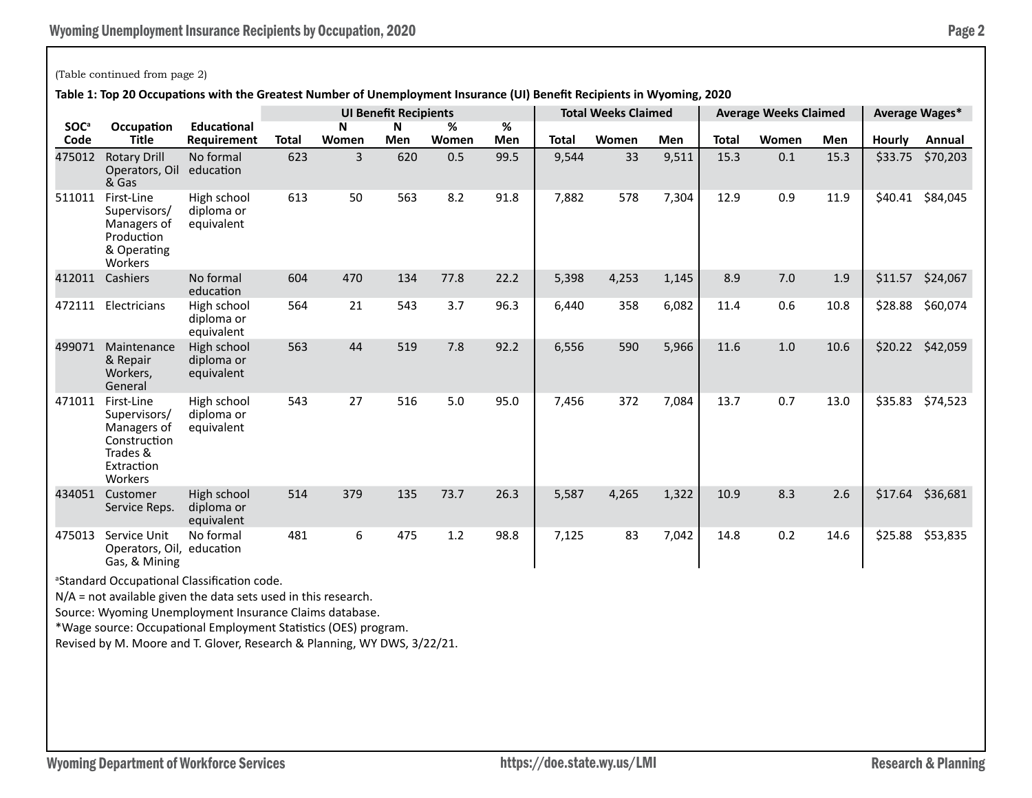(Table continued from page 2)

**Table 1: Top 20 Occupations with the Greatest Number of Unemployment Insurance (UI) Benefit Recipients in Wyoming, 2020**

| SOC[a] Code | Occupation Title | Educational Requirement | UI Benefit Recipients | | | | | Total Weeks Claimed | | | Average Weeks Claimed | | | Average Wages* | |
|---|---|---|---|---|---|---|---|---|---|---|---|---|---|---|---|
| | | | Total | N Women | N Men | % Women | % Men | Total | Women | Men | Total | Women | Men | Hourly | Annual |
| 475012 | Rotary Drill Operators, Oil & Gas | No formal education | 623 | 3 | 620 | 0.5 | 99.5 | 9,544 | 33 | 9,511 | 15.3 | 0.1 | 15.3 | $33.75 | $70,203 |
| 511011 | First-Line Supervisors/ Managers of Production & Operating Workers | High school diploma or equivalent | 613 | 50 | 563 | 8.2 | 91.8 | 7,882 | 578 | 7,304 | 12.9 | 0.9 | 11.9 | $40.41 | $84,045 |
| 412011 | Cashiers | No formal education | 604 | 470 | 134 | 77.8 | 22.2 | 5,398 | 4,253 | 1,145 | 8.9 | 7.0 | 1.9 | $11.57 | $24,067 |
| 472111 | Electricians | High school diploma or equivalent | 564 | 21 | 543 | 3.7 | 96.3 | 6,440 | 358 | 6,082 | 11.4 | 0.6 | 10.8 | $28.88 | $60,074 |
| 499071 | Maintenance & Repair Workers, General | High school diploma or equivalent | 563 | 44 | 519 | 7.8 | 92.2 | 6,556 | 590 | 5,966 | 11.6 | 1.0 | 10.6 | $20.22 | $42,059 |
| 471011 | First-Line Supervisors/ Managers of Construction Trades & Extraction Workers | High school diploma or equivalent | 543 | 27 | 516 | 5.0 | 95.0 | 7,456 | 372 | 7,084 | 13.7 | 0.7 | 13.0 | $35.83 | $74,523 |
| 434051 | Customer Service Reps. | High school diploma or equivalent | 514 | 379 | 135 | 73.7 | 26.3 | 5,587 | 4,265 | 1,322 | 10.9 | 8.3 | 2.6 | $17.64 | $36,681 |
| 475013 | Service Unit Operators, Oil, Gas, & Mining | No formal education | 481 | 6 | 475 | 1.2 | 98.8 | 7,125 | 83 | 7,042 | 14.8 | 0.2 | 14.6 | $25.88 | $53,835 |

[a]Standard Occupational Classification code.

N/A = not available given the data sets used in this research.

Source: Wyoming Unemployment Insurance Claims database.

*Wage source: Occupational Employment Statistics (OES) program.

Revised by M. Moore and T. Glover, Research & Planning, WY DWS, 3/22/21.